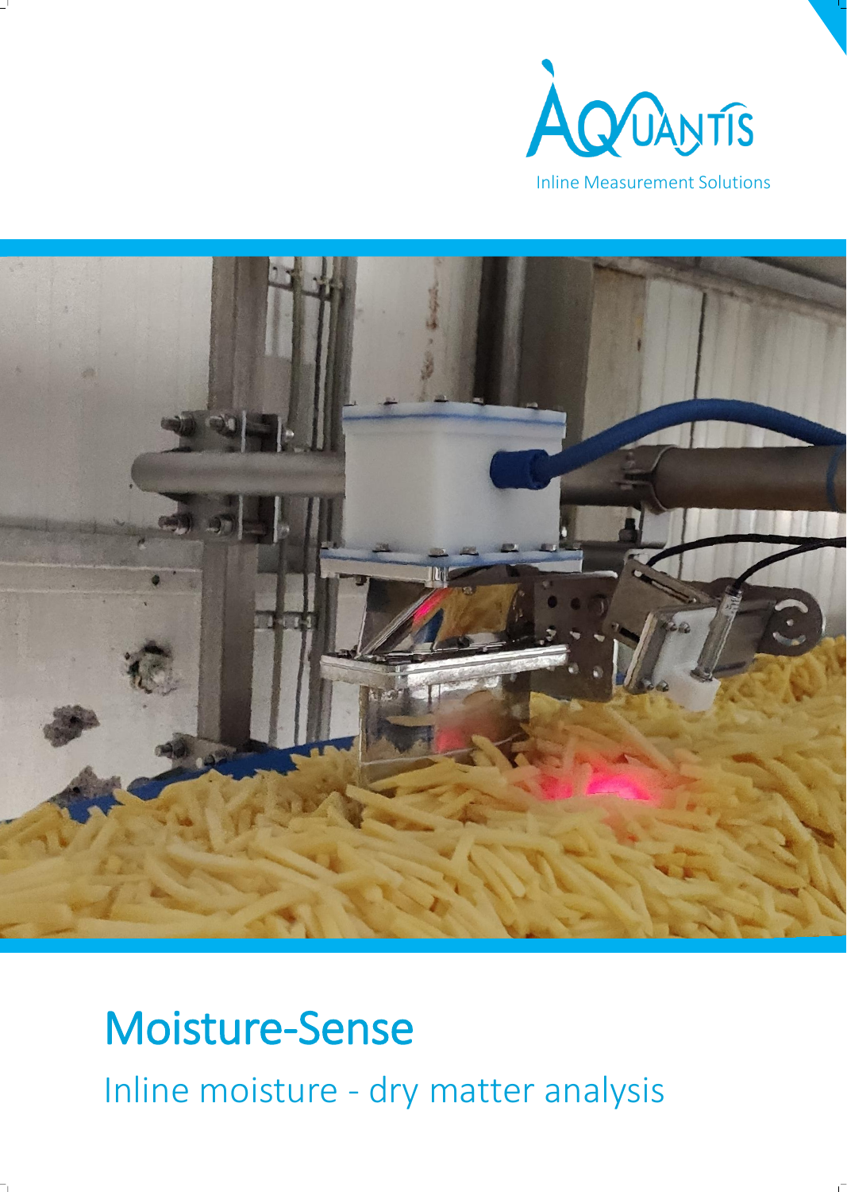AQUANTIS

Inline Measurement Solutions

# Moisture-Sense

## Inline moisture - dry matter analysis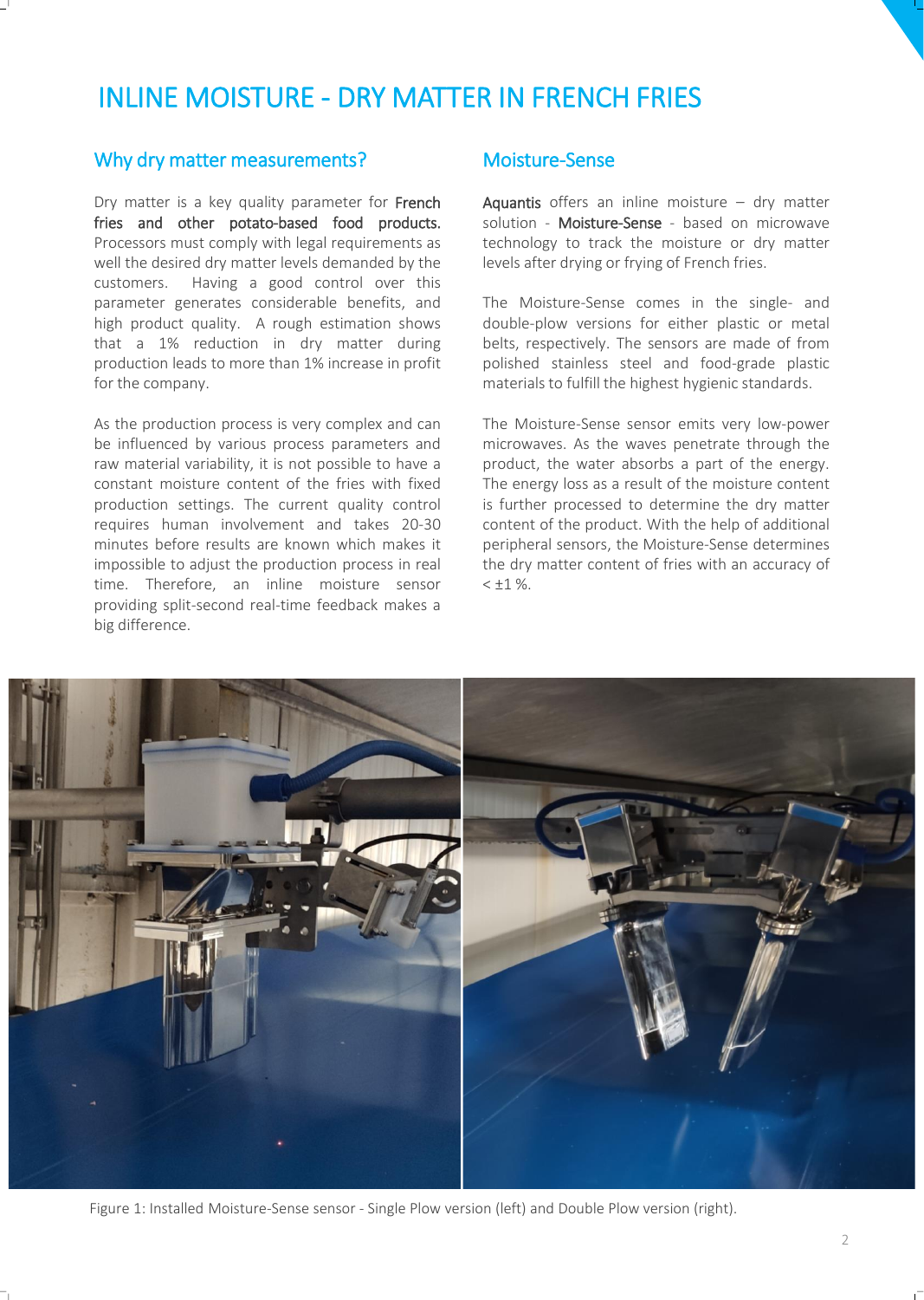# INLINE MOISTURE - DRY MATTER IN FRENCH FRIES

## Why dry matter measurements?

Dry matter is a key quality parameter for **French fries and other potato-based food products.** Processors must comply with legal requirements as well the desired dry matter levels demanded by the customers. Having a good control over this parameter generates considerable benefits, and high product quality. A rough estimation shows that a 1% reduction in dry matter during production leads to more than 1% increase in profit for the company.

As the production process is very complex and can be influenced by various process parameters and raw material variability, it is not possible to have a constant moisture content of the fries with fixed production settings. The current quality control requires human involvement and takes 20-30 minutes before results are known which makes it impossible to adjust the production process in real time. Therefore, an inline moisture sensor providing split-second real-time feedback makes a big difference.

## Moisture-Sense

**Aquantis** offers an inline moisture – dry matter solution - **Moisture-Sense** - based on microwave technology to track the moisture or dry matter levels after drying or frying of French fries.

The Moisture-Sense comes in the single- and double-plow versions for either plastic or metal belts, respectively. The sensors are made of from polished stainless steel and food-grade plastic materials to fulfill the highest hygienic standards.

The Moisture-Sense sensor emits very low-power microwaves. As the waves penetrate through the product, the water absorbs a part of the energy. The energy loss as a result of the moisture content is further processed to determine the dry matter content of the product. With the help of additional peripheral sensors, the Moisture-Sense determines the dry matter content of fries with an accuracy of < ±1 %.

Figure 1: Installed Moisture-Sense sensor - Single Plow version (left) and Double Plow version (right).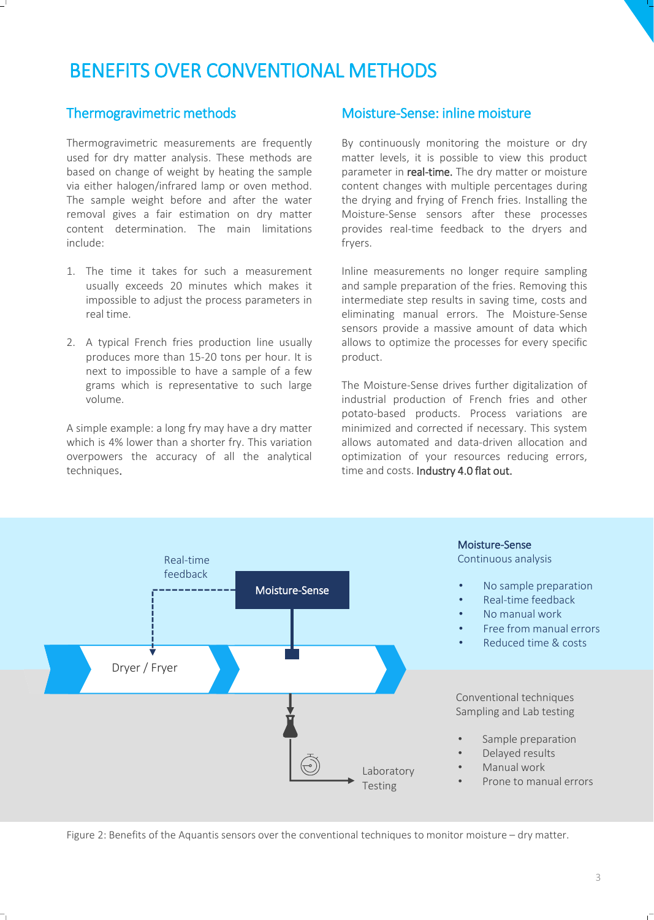# BENEFITS OVER CONVENTIONAL METHODS

## Thermogravimetric methods

Thermogravimetric measurements are frequently used for dry matter analysis. These methods are based on change of weight by heating the sample via either halogen/infrared lamp or oven method. The sample weight before and after the water removal gives a fair estimation on dry matter content determination. The main limitations include:

1. The time it takes for such a measurement usually exceeds 20 minutes which makes it impossible to adjust the process parameters in real time.

2. A typical French fries production line usually produces more than 15-20 tons per hour. It is next to impossible to have a sample of a few grams which is representative to such large volume.

A simple example: a long fry may have a dry matter which is 4% lower than a shorter fry. This variation overpowers the accuracy of all the analytical techniques.

## Moisture-Sense: inline moisture

By continuously monitoring the moisture or dry matter levels, it is possible to view this product parameter in **real-time.** The dry matter or moisture content changes with multiple percentages during the drying and frying of French fries. Installing the Moisture-Sense sensors after these processes provides real-time feedback to the dryers and fryers.

Inline measurements no longer require sampling and sample preparation of the fries. Removing this intermediate step results in saving time, costs and eliminating manual errors. The Moisture-Sense sensors provide a massive amount of data which allows to optimize the processes for every specific product.

The Moisture-Sense drives further digitalization of industrial production of French fries and other potato-based products. Process variations are minimized and corrected if necessary. This system allows automated and data-driven allocation and optimization of your resources reducing errors, time and costs. **Industry 4.0 flat out.**

Real-time feedback

Moisture-Sense

Dryer / Fryer

Laboratory Testing

**Moisture-Sense**
Continuous analysis

- No sample preparation
- Real-time feedback
- No manual work
- Free from manual errors
- Reduced time & costs

Conventional techniques
Sampling and Lab testing

- Sample preparation
- Delayed results
- Manual work
- Prone to manual errors

Figure 2: Benefits of the Aquantis sensors over the conventional techniques to monitor moisture – dry matter.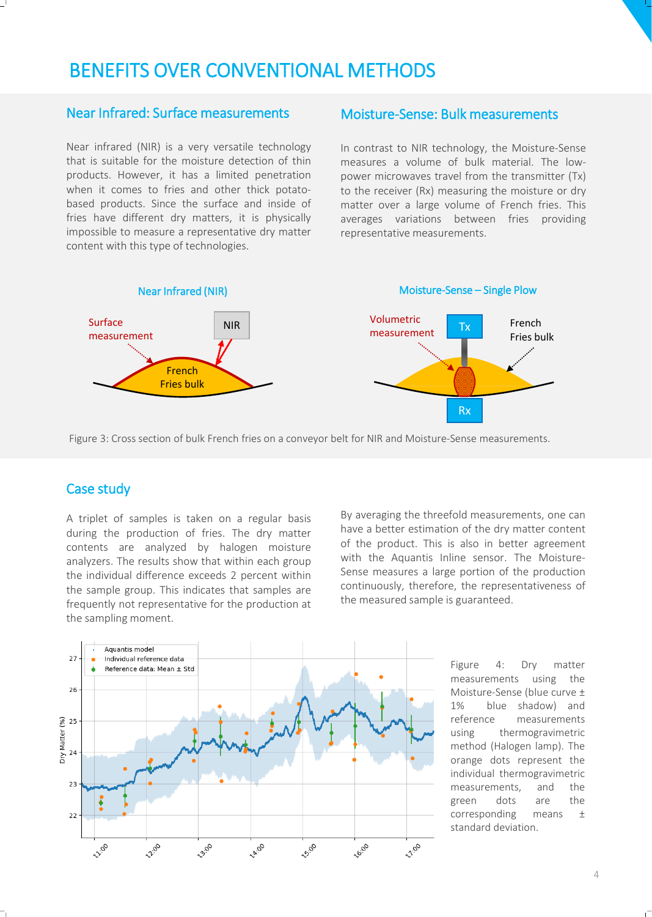# BENEFITS OVER CONVENTIONAL METHODS

## Near Infrared: Surface measurements

Near infrared (NIR) is a very versatile technology that is suitable for the moisture detection of thin products. However, it has a limited penetration when it comes to fries and other thick potato-based products. Since the surface and inside of fries have different dry matters, it is physically impossible to measure a representative dry matter content with this type of technologies.

## Moisture-Sense: Bulk measurements

In contrast to NIR technology, the Moisture-Sense measures a volume of bulk material. The low-power microwaves travel from the transmitter (Tx) to the receiver (Rx) measuring the moisture or dry matter over a large volume of French fries. This averages variations between fries providing representative measurements.

Figure 3: Cross section of bulk French fries on a conveyor belt for NIR and Moisture-Sense measurements.

## Case study

A triplet of samples is taken on a regular basis during the production of fries. The dry matter contents are analyzed by halogen moisture analyzers. The results show that within each group the individual difference exceeds 2 percent within the sample group. This indicates that samples are frequently not representative for the production at the sampling moment.

By averaging the threefold measurements, one can have a better estimation of the dry matter content of the product. This is also in better agreement with the Aquantis Inline sensor. The Moisture-Sense measures a large portion of the production continuously, therefore, the representativeness of the measured sample is guaranteed.

Figure 4: Dry matter measurements using the Moisture-Sense (blue curve ± 1% blue shadow) and reference measurements using thermogravimetric method (Halogen lamp). The orange dots represent the individual thermogravimetric measurements, and the green dots are the corresponding means ± standard deviation.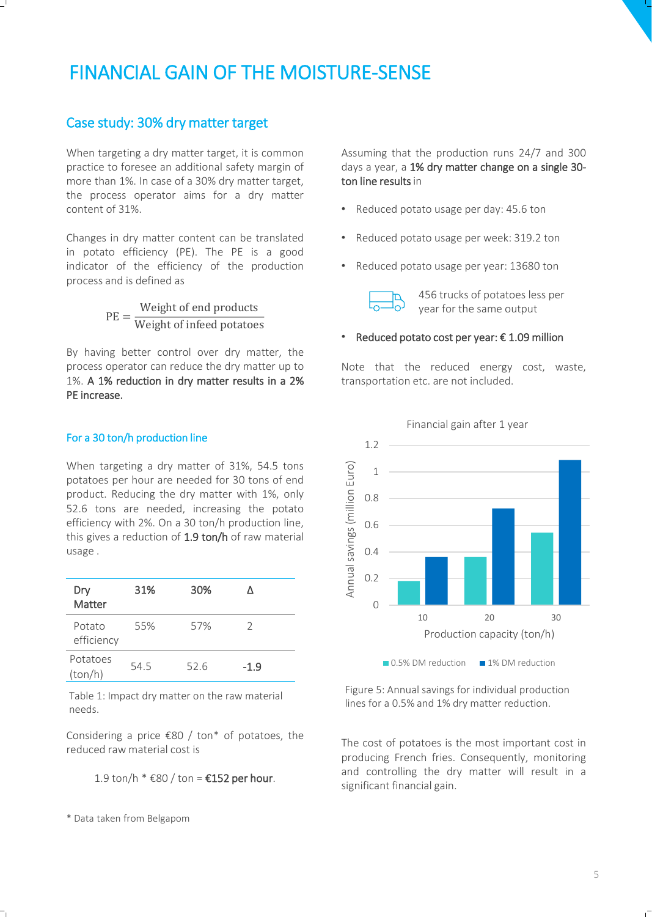# FINANCIAL GAIN OF THE MOISTURE-SENSE

## Case study: 30% dry matter target

When targeting a dry matter target, it is common practice to foresee an additional safety margin of more than 1%. In case of a 30% dry matter target, the process operator aims for a dry matter content of 31%.

Changes in dry matter content can be translated in potato efficiency (PE). The PE is a good indicator of the efficiency of the production process and is defined as

$$PE = \frac{\text{Weight of end products}}{\text{Weight of infeed potatoes}}$$

By having better control over dry matter, the process operator can reduce the dry matter up to 1%. **A 1% reduction in dry matter results in a 2% PE increase.**

### For a 30 ton/h production line

When targeting a dry matter of 31%, 54.5 tons potatoes per hour are needed for 30 tons of end product. Reducing the dry matter with 1%, only 52.6 tons are needed, increasing the potato efficiency with 2%. On a 30 ton/h production line, this gives a reduction of **1.9 ton/h** of raw material usage .

| Dry Matter | 31% | 30% | Δ |
|---|---|---|---|
| Potato efficiency | 55% | 57% | 2 |
| Potatoes (ton/h) | 54.5 | 52.6 | **-1.9** |

Table 1: Impact dry matter on the raw material needs.

Considering a price €80 / ton* of potatoes, the reduced raw material cost is

1.9 ton/h * €80 / ton = **€152 per hour**.

\* Data taken from Belgapom

Assuming that the production runs 24/7 and 300 days a year, a **1% dry matter change on a single 30-ton line results** in

- Reduced potato usage per day: 45.6 ton
- Reduced potato usage per week: 319.2 ton
- Reduced potato usage per year: 13680 ton

456 trucks of potatoes less per year for the same output

- **Reduced potato cost per year: € 1.09 million**

Note that the reduced energy cost, waste, transportation etc. are not included.

Figure 5: Annual savings for individual production lines for a 0.5% and 1% dry matter reduction.

The cost of potatoes is the most important cost in producing French fries. Consequently, monitoring and controlling the dry matter will result in a significant financial gain.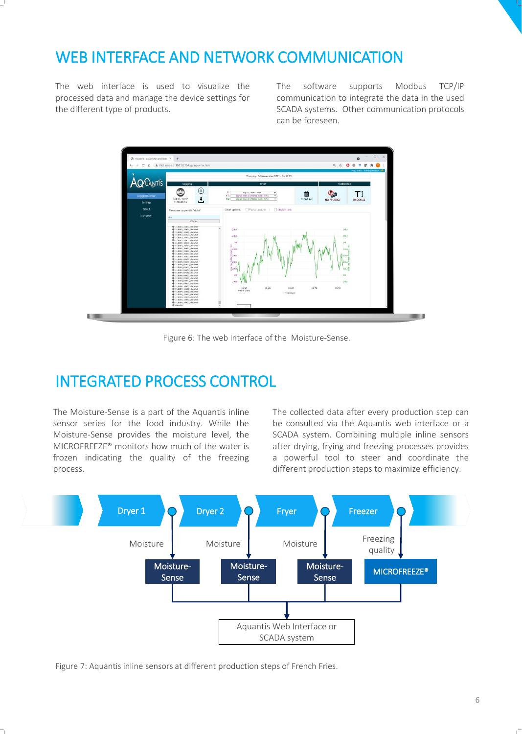# WEB INTERFACE AND NETWORK COMMUNICATION

The web interface is used to visualize the processed data and manage the device settings for the different type of products.

The software supports Modbus TCP/IP communication to integrate the data in the used SCADA systems. Other communication protocols can be foreseen.

Figure 6: The web interface of the Moisture-Sense.

# INTEGRATED PROCESS CONTROL

The Moisture-Sense is a part of the Aquantis inline sensor series for the food industry. While the Moisture-Sense provides the moisture level, the MICROFREEZE® monitors how much of the water is frozen indicating the quality of the freezing process.

The collected data after every production step can be consulted via the Aquantis web interface or a SCADA system. Combining multiple inline sensors after drying, frying and freezing processes provides a powerful tool to steer and coordinate the different production steps to maximize efficiency.

Dryer 1 → Moisture → Moisture-Sense

Dryer 2 → Moisture → Moisture-Sense

Fryer → Moisture → Moisture-Sense

Freezer → Freezing quality → MICROFREEZE®

→ Aquantis Web Interface or SCADA system

Figure 7: Aquantis inline sensors at different production steps of French Fries.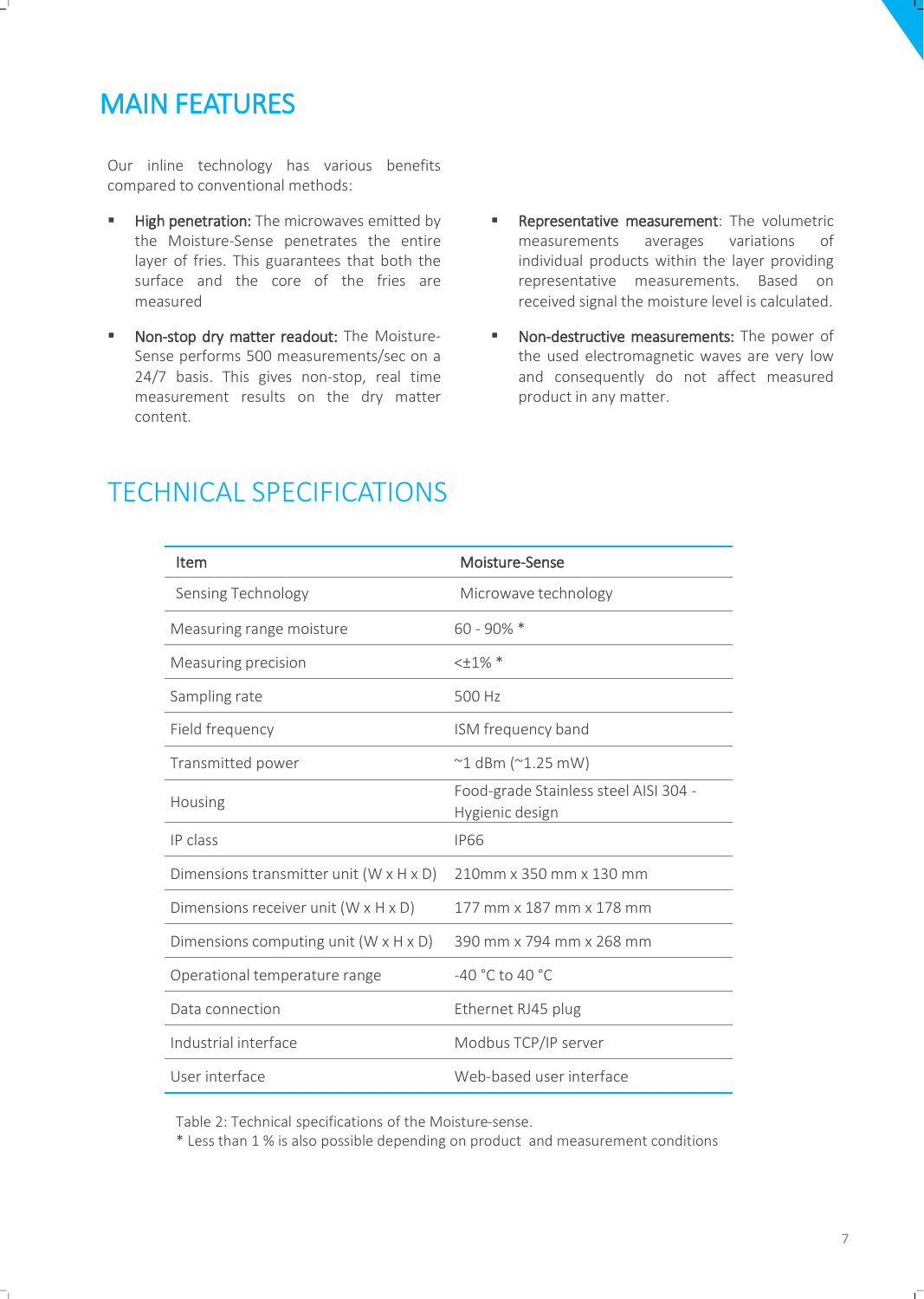## MAIN FEATURES

Our inline technology has various benefits compared to conventional methods:

- **High penetration:** The microwaves emitted by the Moisture-Sense penetrates the entire layer of fries. This guarantees that both the surface and the core of the fries are measured
- **Non-stop dry matter readout:** The Moisture-Sense performs 500 measurements/sec on a 24/7 basis. This gives non-stop, real time measurement results on the dry matter content.
- **Representative measurement**: The volumetric measurements averages variations of individual products within the layer providing representative measurements. Based on received signal the moisture level is calculated.
- **Non-destructive measurements:** The power of the used electromagnetic waves are very low and consequently do not affect measured product in any matter.

## TECHNICAL SPECIFICATIONS

| Item | Moisture-Sense |
|---|---|
| Sensing Technology | Microwave technology |
| Measuring range moisture | 60 - 90% * |
| Measuring precision | <±1% * |
| Sampling rate | 500 Hz |
| Field frequency | ISM frequency band |
| Transmitted power | ~1 dBm (~1.25 mW) |
| Housing | Food-grade Stainless steel AISI 304 - Hygienic design |
| IP class | IP66 |
| Dimensions transmitter unit (W x H x D) | 210mm x 350 mm x 130 mm |
| Dimensions receiver unit (W x H x D) | 177 mm x 187 mm x 178 mm |
| Dimensions computing unit (W x H x D) | 390 mm x 794 mm x 268 mm |
| Operational temperature range | -40 °C to 40 °C |
| Data connection | Ethernet RJ45 plug |
| Industrial interface | Modbus TCP/IP server |
| User interface | Web-based user interface |

Table 2: Technical specifications of the Moisture-sense.
* Less than 1 % is also possible depending on product and measurement conditions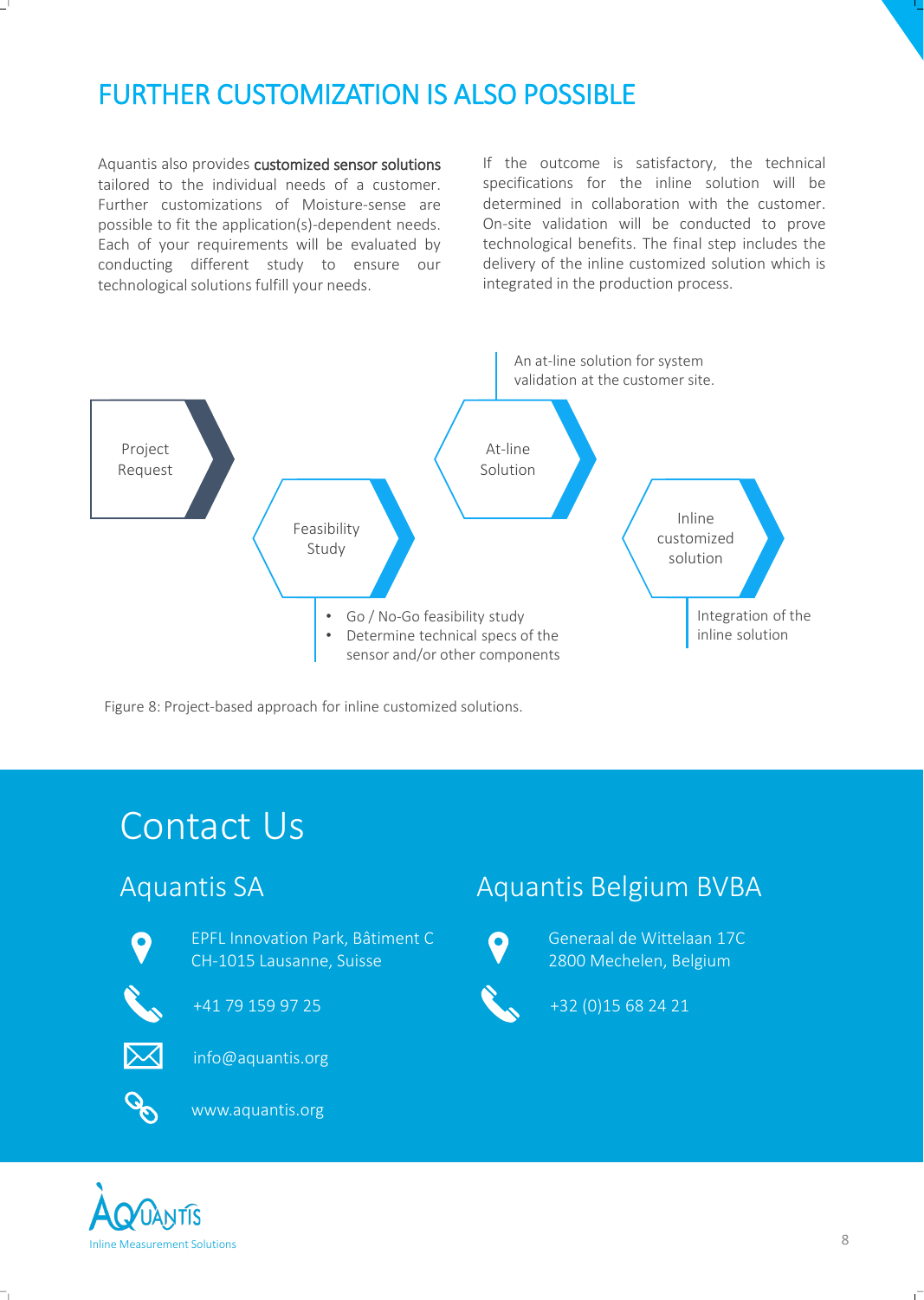# FURTHER CUSTOMIZATION IS ALSO POSSIBLE

Aquantis also provides **customized sensor solutions** tailored to the individual needs of a customer. Further customizations of Moisture-sense are possible to fit the application(s)-dependent needs. Each of your requirements will be evaluated by conducting different study to ensure our technological solutions fulfill your needs.

If the outcome is satisfactory, the technical specifications for the inline solution will be determined in collaboration with the customer. On-site validation will be conducted to prove technological benefits. The final step includes the delivery of the inline customized solution which is integrated in the production process.

Project Request

Feasibility Study

- Go / No-Go feasibility study
- Determine technical specs of the sensor and/or other components

At-line Solution

An at-line solution for system validation at the customer site.

Inline customized solution

Integration of the inline solution

Figure 8: Project-based approach for inline customized solutions.

# Contact Us

## Aquantis SA

EPFL Innovation Park, Bâtiment C
CH-1015 Lausanne, Suisse

+41 79 159 97 25

info@aquantis.org

www.aquantis.org

## Aquantis Belgium BVBA

Generaal de Wittelaan 17C
2800 Mechelen, Belgium

+32 (0)15 68 24 21

AQUANTIS
Inline Measurement Solutions